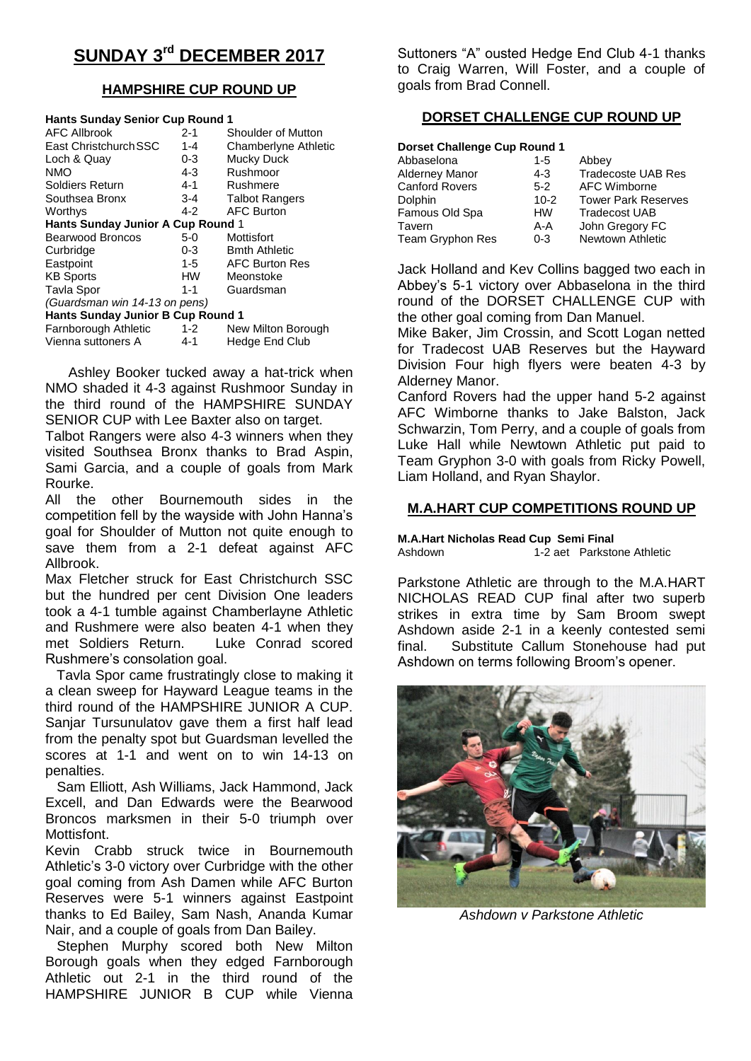# SUNDAY 3rd DECEMBER 2017

## HAMPSHIRE CUP ROUND UP

**Hants Sunday Senior Cup Round 1**

| | | |
|---|---|---|
| AFC Allbrook | 2-1 | Shoulder of Mutton |
| East Christchurch SSC | 1-4 | Chamberlyne Athletic |
| Loch & Quay | 0-3 | Mucky Duck |
| NMO | 4-3 | Rushmoor |
| Soldiers Return | 4-1 | Rushmere |
| Southsea Bronx | 3-4 | Talbot Rangers |
| Worthys | 4-2 | AFC Burton |
| **Hants Sunday Junior A Cup Round 1** | | |
| Bearwood Broncos | 5-0 | Mottisfort |
| Curbridge | 0-3 | Bmth Athletic |
| Eastpoint | 1-5 | AFC Burton Res |
| KB Sports | HW | Meonstoke |
| Tavla Spor | 1-1 | Guardsman |
| *(Guardsman win 14-13 on pens)* | | |
| **Hants Sunday Junior B Cup Round 1** | | |
| Farnborough Athletic | 1-2 | New Milton Borough |
| Vienna suttoners A | 4-1 | Hedge End Club |

Ashley Booker tucked away a hat-trick when NMO shaded it 4-3 against Rushmoor Sunday in the third round of the HAMPSHIRE SUNDAY SENIOR CUP with Lee Baxter also on target.

Talbot Rangers were also 4-3 winners when they visited Southsea Bronx thanks to Brad Aspin, Sami Garcia, and a couple of goals from Mark Rourke.

All the other Bournemouth sides in the competition fell by the wayside with John Hanna's goal for Shoulder of Mutton not quite enough to save them from a 2-1 defeat against AFC Allbrook.

Max Fletcher struck for East Christchurch SSC but the hundred per cent Division One leaders took a 4-1 tumble against Chamberlayne Athletic and Rushmere were also beaten 4-1 when they met Soldiers Return. Luke Conrad scored Rushmere's consolation goal.

Tavla Spor came frustratingly close to making it a clean sweep for Hayward League teams in the third round of the HAMPSHIRE JUNIOR A CUP. Sanjar Tursunulatov gave them a first half lead from the penalty spot but Guardsman levelled the scores at 1-1 and went on to win 14-13 on penalties.

Sam Elliott, Ash Williams, Jack Hammond, Jack Excell, and Dan Edwards were the Bearwood Broncos marksmen in their 5-0 triumph over Mottisfont.

Kevin Crabb struck twice in Bournemouth Athletic's 3-0 victory over Curbridge with the other goal coming from Ash Damen while AFC Burton Reserves were 5-1 winners against Eastpoint thanks to Ed Bailey, Sam Nash, Ananda Kumar Nair, and a couple of goals from Dan Bailey.

Stephen Murphy scored both New Milton Borough goals when they edged Farnborough Athletic out 2-1 in the third round of the HAMPSHIRE JUNIOR B CUP while Vienna Suttoners "A" ousted Hedge End Club 4-1 thanks to Craig Warren, Will Foster, and a couple of goals from Brad Connell.

## DORSET CHALLENGE CUP ROUND UP

**Dorset Challenge Cup Round 1**

| | | |
|---|---|---|
| Abbaselona | 1-5 | Abbey |
| Alderney Manor | 4-3 | Tradecoste UAB Res |
| Canford Rovers | 5-2 | AFC Wimborne |
| Dolphin | 10-2 | Tower Park Reserves |
| Famous Old Spa | HW | Tradecost UAB |
| Tavern | A-A | John Gregory FC |
| Team Gryphon Res | 0-3 | Newtown Athletic |

Jack Holland and Kev Collins bagged two each in Abbey's 5-1 victory over Abbaselona in the third round of the DORSET CHALLENGE CUP with the other goal coming from Dan Manuel.

Mike Baker, Jim Crossin, and Scott Logan netted for Tradecost UAB Reserves but the Hayward Division Four high flyers were beaten 4-3 by Alderney Manor.

Canford Rovers had the upper hand 5-2 against AFC Wimborne thanks to Jake Balston, Jack Schwarzin, Tom Perry, and a couple of goals from Luke Hall while Newtown Athletic put paid to Team Gryphon 3-0 with goals from Ricky Powell, Liam Holland, and Ryan Shaylor.

## M.A.HART CUP COMPETITIONS ROUND UP

**M.A.Hart Nicholas Read Cup Semi Final**

| | | |
|---|---|---|
| Ashdown | 1-2 aet | Parkstone Athletic |

Parkstone Athletic are through to the M.A.HART NICHOLAS READ CUP final after two superb strikes in extra time by Sam Broom swept Ashdown aside 2-1 in a keenly contested semi final. Substitute Callum Stonehouse had put Ashdown on terms following Broom's opener.

*Ashdown v Parkstone Athletic*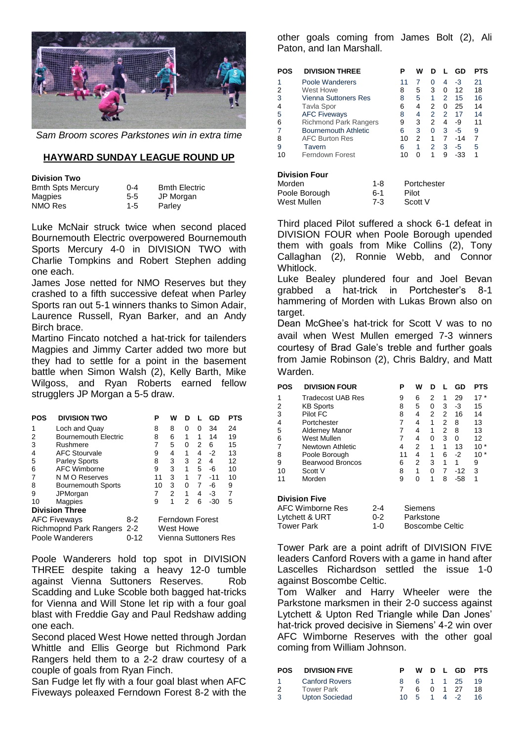*Sam Broom scores Parkstones win in extra time*

## HAYWARD SUNDAY LEAGUE ROUND UP

**Division Two**

| | | |
|---|---|---|
| Bmth Spts Mercury | 0-4 | Bmth Electric |
| Magpies | 5-5 | JP Morgan |
| NMO Res | 1-5 | Parley |

Luke McNair struck twice when second placed Bournemouth Electric overpowered Bournemouth Sports Mercury 4-0 in DIVISION TWO with Charlie Tompkins and Robert Stephen adding one each.

James Jose netted for NMO Reserves but they crashed to a fifth successive defeat when Parley Sports ran out 5-1 winners thanks to Simon Adair, Laurence Russell, Ryan Barker, and an Andy Birch brace.

Martino Fincato notched a hat-trick for tailenders Magpies and Jimmy Carter added two more but they had to settle for a point in the basement battle when Simon Walsh (2), Kelly Barth, Mike Wilgoss, and Ryan Roberts earned fellow strugglers JP Morgan a 5-5 draw.

| POS | DIVISION TWO | P | W | D | L | GD | PTS |
|---|---|---|---|---|---|---|---|
| 1 | Loch and Quay | 8 | 8 | 0 | 0 | 34 | 24 |
| 2 | Bournemouth Electric | 8 | 6 | 1 | 1 | 14 | 19 |
| 3 | Rushmere | 7 | 5 | 0 | 2 | 6 | 15 |
| 4 | AFC Stourvale | 9 | 4 | 1 | 4 | -2 | 13 |
| 5 | Parley Sports | 8 | 3 | 3 | 2 | 4 | 12 |
| 6 | AFC Wimborne | 9 | 3 | 1 | 5 | -6 | 10 |
| 7 | N M O Reserves | 11 | 3 | 1 | 7 | -11 | 10 |
| 8 | Bournemouth Sports | 10 | 3 | 0 | 7 | -6 | 9 |
| 9 | JPMorgan | 7 | 2 | 1 | 4 | -3 | 7 |
| 10 | Magpies | 9 | 1 | 2 | 6 | -30 | 5 |

**Division Three**

| | | |
|---|---|---|
| AFC Fiveways | 8-2 | Ferndown Forest |
| Richmopnd Park Rangers | 2-2 | West Howe |
| Poole Wanderers | 0-12 | Vienna Suttoners Res |

Poole Wanderers hold top spot in DIVISION THREE despite taking a heavy 12-0 tumble against Vienna Suttoners Reserves. Rob Scadding and Luke Scoble both bagged hat-tricks for Vienna and Will Stone let rip with a four goal blast with Freddie Gay and Paul Redshaw adding one each.

Second placed West Howe netted through Jordan Whittle and Ellis George but Richmond Park Rangers held them to a 2-2 draw courtesy of a couple of goals from Ryan Finch.

San Fudge let fly with a four goal blast when AFC Fiveways poleaxed Ferndown Forest 8-2 with the other goals coming from James Bolt (2), Ali Paton, and Ian Marshall.

| POS | DIVISION THREE | P | W | D | L | GD | PTS |
|---|---|---|---|---|---|---|---|
| 1 | Poole Wanderers | 11 | 7 | 0 | 4 | -3 | 21 |
| 2 | West Howe | 8 | 5 | 3 | 0 | 12 | 18 |
| 3 | Vienna Suttoners Res | 8 | 5 | 1 | 2 | 15 | 16 |
| 4 | Tavla Spor | 6 | 4 | 2 | 0 | 25 | 14 |
| 5 | AFC Fiveways | 8 | 4 | 2 | 2 | 17 | 14 |
| 6 | Richmond Park Rangers | 9 | 3 | 2 | 4 | -9 | 11 |
| 7 | Bournemouth Athletic | 6 | 3 | 0 | 3 | -5 | 9 |
| 8 | AFC Burton Res | 10 | 2 | 1 | 7 | -14 | 7 |
| 9 | Tavern | 6 | 1 | 2 | 3 | -5 | 5 |
| 10 | Ferndown Forest | 10 | 0 | 1 | 9 | -33 | 1 |

**Division Four**

| | | |
|---|---|---|
| Morden | 1-8 | Portchester |
| Poole Borough | 6-1 | Pilot |
| West Mullen | 7-3 | Scott V |

Third placed Pilot suffered a shock 6-1 defeat in DIVISION FOUR when Poole Borough upended them with goals from Mike Collins (2), Tony Callaghan (2), Ronnie Webb, and Connor Whitlock.

Luke Bealey plundered four and Joel Bevan grabbed a hat-trick in Portchester's 8-1 hammering of Morden with Lukas Brown also on target.

Dean McGhee's hat-trick for Scott V was to no avail when West Mullen emerged 7-3 winners courtesy of Brad Gale's treble and further goals from Jamie Robinson (2), Chris Baldry, and Matt Warden.

| POS | DIVISION FOUR | P | W | D | L | GD | PTS |
|---|---|---|---|---|---|---|---|
| 1 | Tradecost UAB Res | 9 | 6 | 2 | 1 | 29 | 17 * |
| 2 | KB Sports | 8 | 5 | 0 | 3 | -3 | 15 |
| 3 | Pilot FC | 8 | 4 | 2 | 2 | 16 | 14 |
| 4 | Portchester | 7 | 4 | 1 | 2 | 8 | 13 |
| 5 | Alderney Manor | 7 | 4 | 1 | 2 | 8 | 13 |
| 6 | West Mullen | 7 | 4 | 0 | 3 | 0 | 12 |
| 7 | Newtown Athletic | 4 | 2 | 1 | 1 | 13 | 10 * |
| 8 | Poole Borough | 11 | 4 | 1 | 6 | -2 | 10 * |
| 9 | Bearwood Broncos | 6 | 2 | 3 | 1 | 1 | 9 |
| 10 | Scott V | 8 | 1 | 0 | 7 | -12 | 3 |
| 11 | Morden | 9 | 0 | 1 | 8 | -58 | 1 |

**Division Five**

| | | |
|---|---|---|
| AFC Wimborne Res | 2-4 | Siemens |
| Lytchett & URT | 0-2 | Parkstone |
| Tower Park | 1-0 | Boscombe Celtic |

Tower Park are a point adrift of DIVISION FIVE leaders Canford Rovers with a game in hand after Lascelles Richardson settled the issue 1-0 against Boscombe Celtic.

Tom Walker and Harry Wheeler were the Parkstone marksmen in their 2-0 success against Lytchett & Upton Red Triangle while Dan Jones' hat-trick proved decisive in Siemens' 4-2 win over AFC Wimborne Reserves with the other goal coming from William Johnson.

| POS | DIVISION FIVE | P | W | D | L | GD | PTS |
|---|---|---|---|---|---|---|---|
| 1 | Canford Rovers | 8 | 6 | 1 | 1 | 25 | 19 |
| 2 | Tower Park | 7 | 6 | 0 | 1 | 27 | 18 |
| 3 | Upton Sociedad | 10 | 5 | 1 | 4 | -2 | 16 |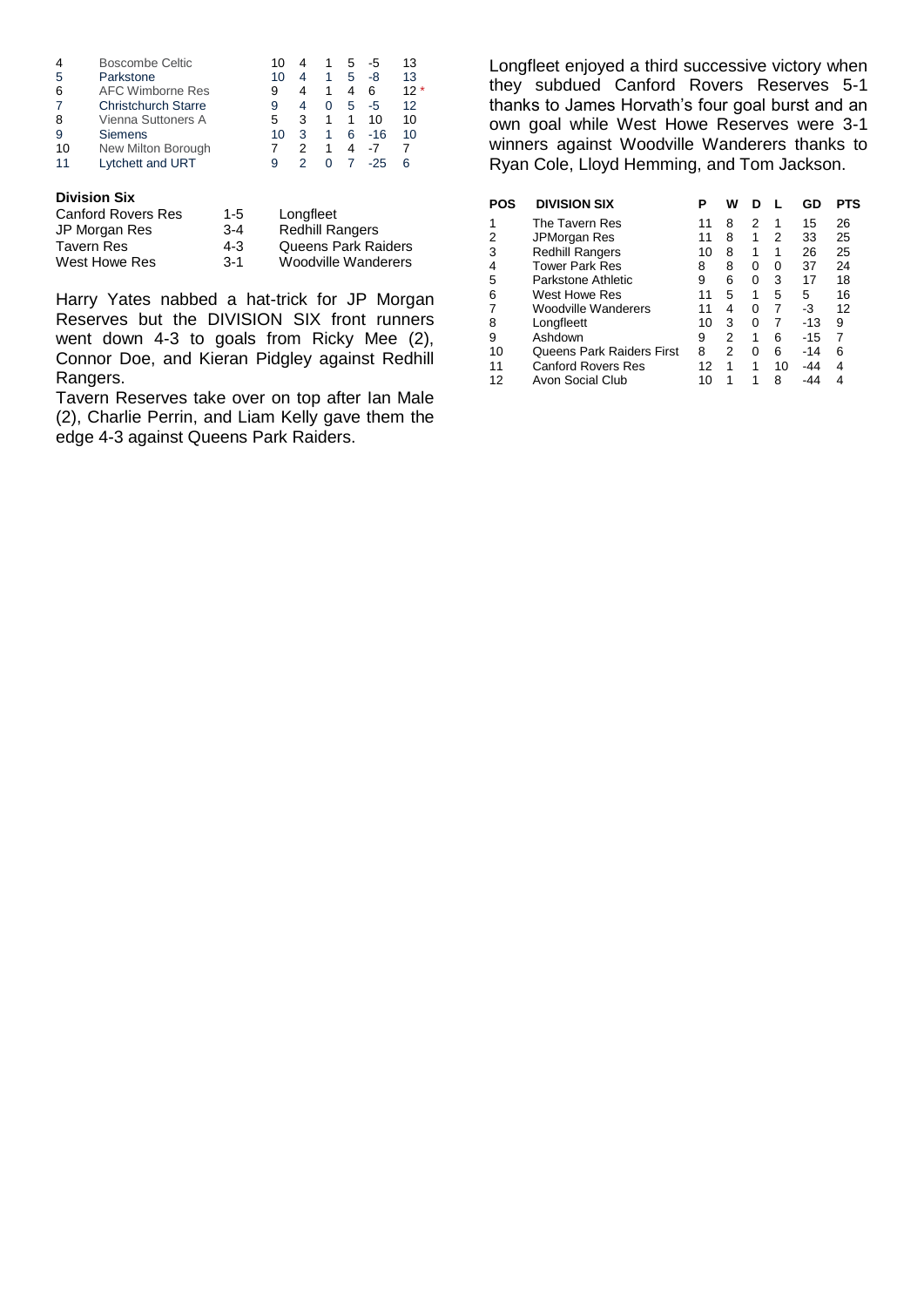| | | | | | | | |
|---|---|---|---|---|---|---|---|
| 4 | Boscombe Celtic | 10 | 4 | 1 | 5 | -5 | 13 |
| 5 | Parkstone | 10 | 4 | 1 | 5 | -8 | 13 |
| 6 | AFC Wimborne Res | 9 | 4 | 1 | 4 | 6 | 12 * |
| 7 | Christchurch Starre | 9 | 4 | 0 | 5 | -5 | 12 |
| 8 | Vienna Suttoners A | 5 | 3 | 1 | 1 | 10 | 10 |
| 9 | Siemens | 10 | 3 | 1 | 6 | -16 | 10 |
| 10 | New Milton Borough | 7 | 2 | 1 | 4 | -7 | 7 |
| 11 | Lytchett and URT | 9 | 2 | 0 | 7 | -25 | 6 |

**Division Six**

| | | |
|---|---|---|
| Canford Rovers Res | 1-5 | Longfleet |
| JP Morgan Res | 3-4 | Redhill Rangers |
| Tavern Res | 4-3 | Queens Park Raiders |
| West Howe Res | 3-1 | Woodville Wanderers |

Harry Yates nabbed a hat-trick for JP Morgan Reserves but the DIVISION SIX front runners went down 4-3 to goals from Ricky Mee (2), Connor Doe, and Kieran Pidgley against Redhill Rangers.

Tavern Reserves take over on top after Ian Male (2), Charlie Perrin, and Liam Kelly gave them the edge 4-3 against Queens Park Raiders.

Longfleet enjoyed a third successive victory when they subdued Canford Rovers Reserves 5-1 thanks to James Horvath's four goal burst and an own goal while West Howe Reserves were 3-1 winners against Woodville Wanderers thanks to Ryan Cole, Lloyd Hemming, and Tom Jackson.

| POS | DIVISION SIX | P | W | D | L | GD | PTS |
|---|---|---|---|---|---|---|---|
| 1 | The Tavern Res | 11 | 8 | 2 | 1 | 15 | 26 |
| 2 | JPMorgan Res | 11 | 8 | 1 | 2 | 33 | 25 |
| 3 | Redhill Rangers | 10 | 8 | 1 | 1 | 26 | 25 |
| 4 | Tower Park Res | 8 | 8 | 0 | 0 | 37 | 24 |
| 5 | Parkstone Athletic | 9 | 6 | 0 | 3 | 17 | 18 |
| 6 | West Howe Res | 11 | 5 | 1 | 5 | 5 | 16 |
| 7 | Woodville Wanderers | 11 | 4 | 0 | 7 | -3 | 12 |
| 8 | Longfleett | 10 | 3 | 0 | 7 | -13 | 9 |
| 9 | Ashdown | 9 | 2 | 1 | 6 | -15 | 7 |
| 10 | Queens Park Raiders First | 8 | 2 | 0 | 6 | -14 | 6 |
| 11 | Canford Rovers Res | 12 | 1 | 1 | 10 | -44 | 4 |
| 12 | Avon Social Club | 10 | 1 | 1 | 8 | -44 | 4 |